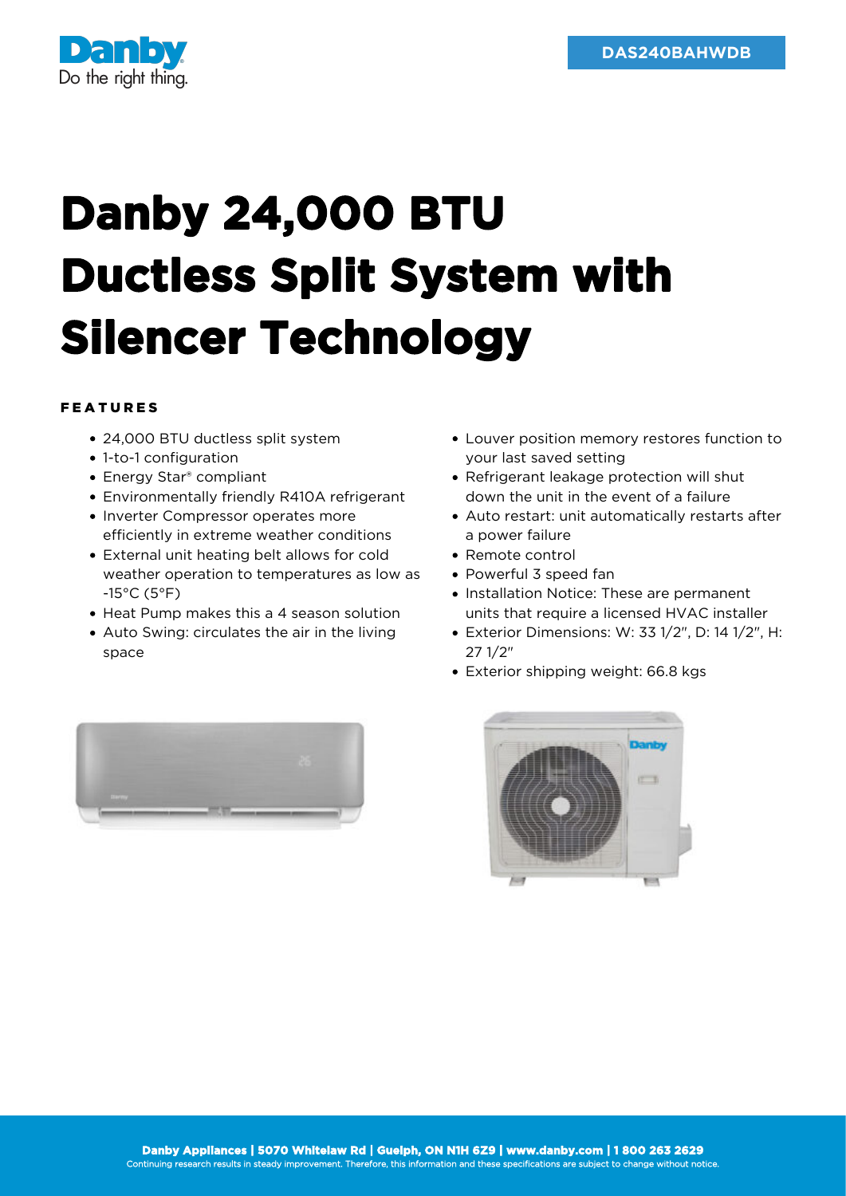Danby
Do the right thing.

DAS240BAHWDB

# Danby 24,000 BTU Ductless Split System with Silencer Technology

#### FEATURES

- 24,000 BTU ductless split system
- 1-to-1 configuration
- Energy Star® compliant
- Environmentally friendly R410A refrigerant
- Inverter Compressor operates more efficiently in extreme weather conditions
- External unit heating belt allows for cold weather operation to temperatures as low as -15°C (5°F)
- Heat Pump makes this a 4 season solution
- Auto Swing: circulates the air in the living space
- Louver position memory restores function to your last saved setting
- Refrigerant leakage protection will shut down the unit in the event of a failure
- Auto restart: unit automatically restarts after a power failure
- Remote control
- Powerful 3 speed fan
- Installation Notice: These are permanent units that require a licensed HVAC installer
- Exterior Dimensions: W: 33 1/2", D: 14 1/2", H: 27 1/2"
- Exterior shipping weight: 66.8 kgs

**Danby Appliances | 5070 Whitelaw Rd | Guelph, ON N1H 6Z9 | www.danby.com | 1 800 263 2629**
Continuing research results in steady improvement. Therefore, this information and these specifications are subject to change without notice.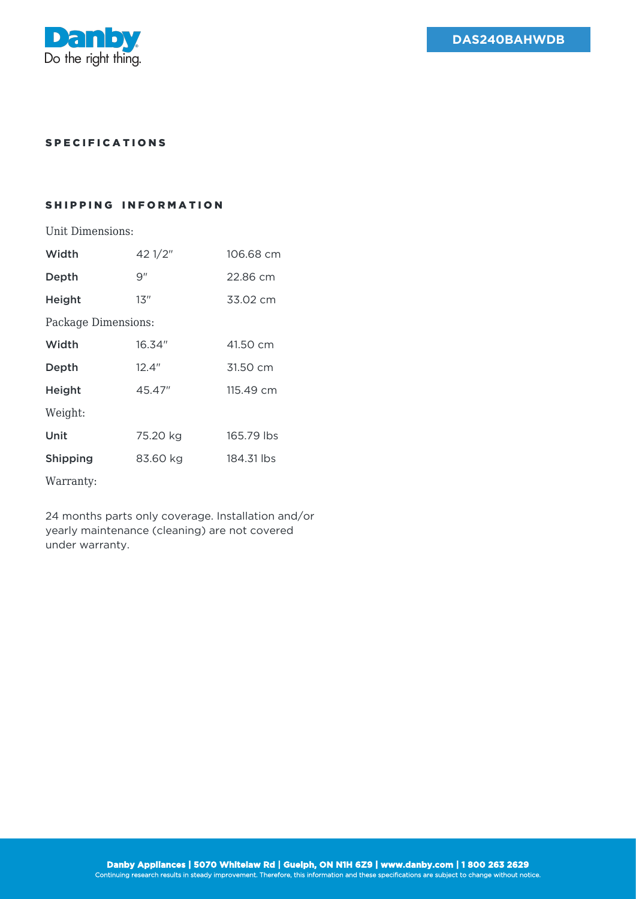DAS240BAHWDB

## SPECIFICATIONS

### SHIPPING INFORMATION

Unit Dimensions:

| | | |
|---|---|---|
| **Width** | 42 1/2" | 106.68 cm |
| **Depth** | 9" | 22.86 cm |
| **Height** | 13" | 33.02 cm |

Package Dimensions:

| | | |
|---|---|---|
| **Width** | 16.34" | 41.50 cm |
| **Depth** | 12.4" | 31.50 cm |
| **Height** | 45.47" | 115.49 cm |

Weight:

| | | |
|---|---|---|
| **Unit** | 75.20 kg | 165.79 lbs |
| **Shipping** | 83.60 kg | 184.31 lbs |

Warranty:

24 months parts only coverage. Installation and/or yearly maintenance (cleaning) are not covered under warranty.

**Danby Appliances | 5070 Whitelaw Rd | Guelph, ON N1H 6Z9 | www.danby.com | 1 800 263 2629**
Continuing research results in steady improvement. Therefore, this information and these specifications are subject to change without notice.